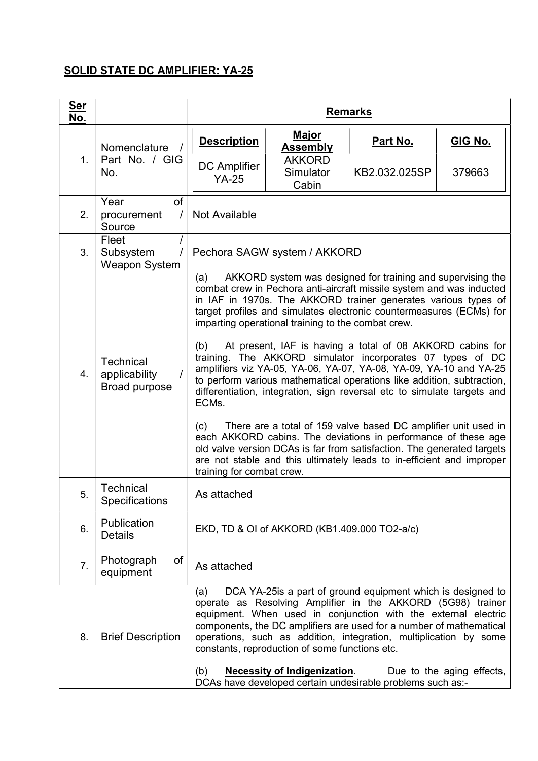## SOLID STATE DC AMPLIFIER: YA-25

| Ser No. | | Remarks |
|---|---|---|
| 1. | Nomenclature / Part No. / GIG No. | **Description**: DC Amplifier YA-25; **Major Assembly**: AKKORD Simulator Cabin; **Part No.**: KB2.032.025SP; **GIG No.**: 379663 |
| 2. | Year of procurement / Source | Not Available |
| 3. | Fleet / Subsystem / Weapon System | Pechora SAGW system / AKKORD |
| 4. | Technical applicability / Broad purpose | (a) AKKORD system was designed for training and supervising the combat crew in Pechora anti-aircraft missile system and was inducted in IAF in 1970s. The AKKORD trainer generates various types of target profiles and simulates electronic countermeasures (ECMs) for imparting operational training to the combat crew.<br><br>(b) At present, IAF is having a total of 08 AKKORD cabins for training. The AKKORD simulator incorporates 07 types of DC amplifiers viz YA-05, YA-06, YA-07, YA-08, YA-09, YA-10 and YA-25 to perform various mathematical operations like addition, subtraction, differentiation, integration, sign reversal etc to simulate targets and ECMs.<br><br>(c) There are a total of 159 valve based DC amplifier unit used in each AKKORD cabins. The deviations in performance of these age old valve version DCAs is far from satisfaction. The generated targets are not stable and this ultimately leads to in-efficient and improper training for combat crew. |
| 5. | Technical Specifications | As attached |
| 6. | Publication Details | EKD, TD & OI of AKKORD (KB1.409.000 TO2-a/c) |
| 7. | Photograph of equipment | As attached |
| 8. | Brief Description | (a) DCA YA-25is a part of ground equipment which is designed to operate as Resolving Amplifier in the AKKORD (5G98) trainer equipment. When used in conjunction with the external electric components, the DC amplifiers are used for a number of mathematical operations, such as addition, integration, multiplication by some constants, reproduction of some functions etc.<br><br>(b) **Necessity of Indigenization**. Due to the aging effects, DCAs have developed certain undesirable problems such as:- |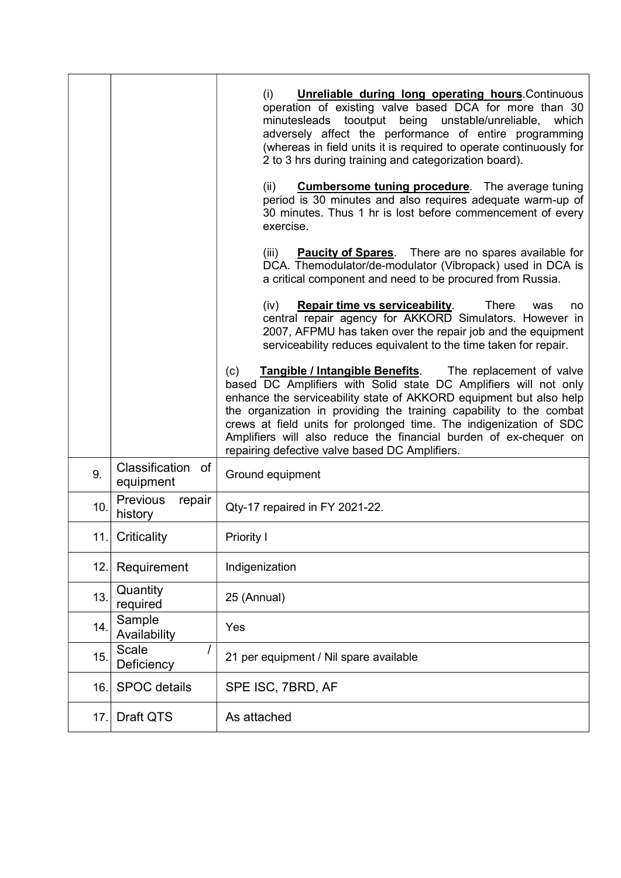| | | |
|---|---|---|
| | | (i) **Unreliable during long operating hours**.Continuous operation of existing valve based DCA for more than 30 minutesleads tooutput being unstable/unreliable, which adversely affect the performance of entire programming (whereas in field units it is required to operate continuously for 2 to 3 hrs during training and categorization board).<br><br>(ii) **Cumbersome tuning procedure**. The average tuning period is 30 minutes and also requires adequate warm-up of 30 minutes. Thus 1 hr is lost before commencement of every exercise.<br><br>(iii) **Paucity of Spares**. There are no spares available for DCA. Themodulator/de-modulator (Vibropack) used in DCA is a critical component and need to be procured from Russia.<br><br>(iv) **Repair time vs serviceability**. There was no central repair agency for AKKORD Simulators. However in 2007, AFPMU has taken over the repair job and the equipment serviceability reduces equivalent to the time taken for repair.<br><br>(c) **Tangible / Intangible Benefits**. The replacement of valve based DC Amplifiers with Solid state DC Amplifiers will not only enhance the serviceability state of AKKORD equipment but also help the organization in providing the training capability to the combat crews at field units for prolonged time. The indigenization of SDC Amplifiers will also reduce the financial burden of ex-chequer on repairing defective valve based DC Amplifiers. |
| 9. | Classification of equipment | Ground equipment |
| 10. | Previous repair history | Qty-17 repaired in FY 2021-22. |
| 11. | Criticality | Priority I |
| 12. | Requirement | Indigenization |
| 13. | Quantity required | 25 (Annual) |
| 14. | Sample Availability | Yes |
| 15. | Scale / Deficiency | 21 per equipment / Nil spare available |
| 16. | SPOC details | SPE ISC, 7BRD, AF |
| 17. | Draft QTS | As attached |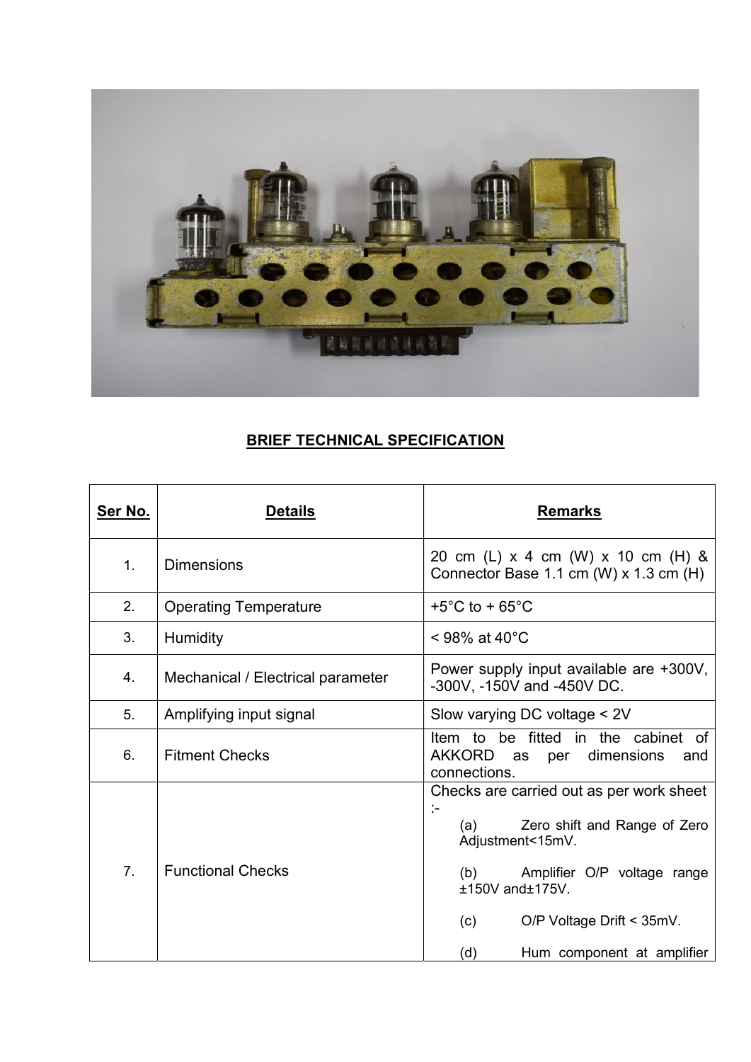## BRIEF TECHNICAL SPECIFICATION

| Ser No. | Details | Remarks |
|---|---|---|
| 1. | Dimensions | 20 cm (L) x 4 cm (W) x 10 cm (H) & Connector Base 1.1 cm (W) x 1.3 cm (H) |
| 2. | Operating Temperature | +5°C to + 65°C |
| 3. | Humidity | < 98% at 40°C |
| 4. | Mechanical / Electrical parameter | Power supply input available are +300V, -300V, -150V and -450V DC. |
| 5. | Amplifying input signal | Slow varying DC voltage < 2V |
| 6. | Fitment Checks | Item to be fitted in the cabinet of AKKORD as per dimensions and connections. |
| 7. | Functional Checks | Checks are carried out as per work sheet :- (a) Zero shift and Range of Zero Adjustment<15mV. (b) Amplifier O/P voltage range ±150V and±175V. (c) O/P Voltage Drift < 35mV. (d) Hum component at amplifier |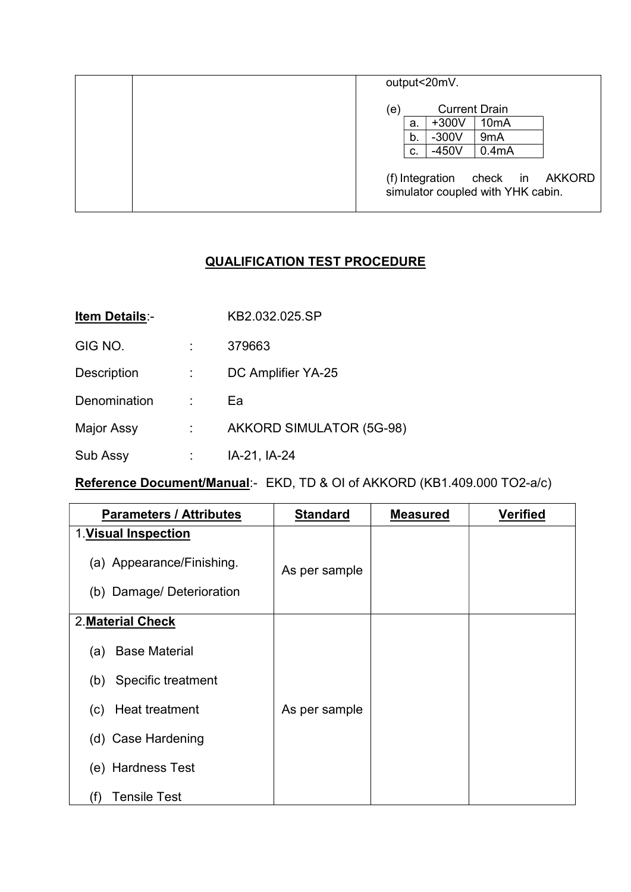| | | output<20mV.<br><br>(e) Current Drain<br>a. +300V 10mA<br>b. -300V 9mA<br>c. -450V 0.4mA<br><br>(f) Integration check in AKKORD simulator coupled with YHK cabin. |
|---|---|---|

## QUALIFICATION TEST PROCEDURE

**Item Details**:- KB2.032.025.SP

GIG NO. : 379663

Description : DC Amplifier YA-25

Denomination : Ea

Major Assy : AKKORD SIMULATOR (5G-98)

Sub Assy : IA-21, IA-24

**Reference Document/Manual**:- EKD, TD & OI of AKKORD (KB1.409.000 TO2-a/c)

| Parameters / Attributes | Standard | Measured | Verified |
|---|---|---|---|
| 1. **Visual Inspection**<br>(a) Appearance/Finishing.<br>(b) Damage/ Deterioration | As per sample | | |
| 2. **Material Check**<br>(a) Base Material<br>(b) Specific treatment<br>(c) Heat treatment<br>(d) Case Hardening<br>(e) Hardness Test<br>(f) Tensile Test | As per sample | | |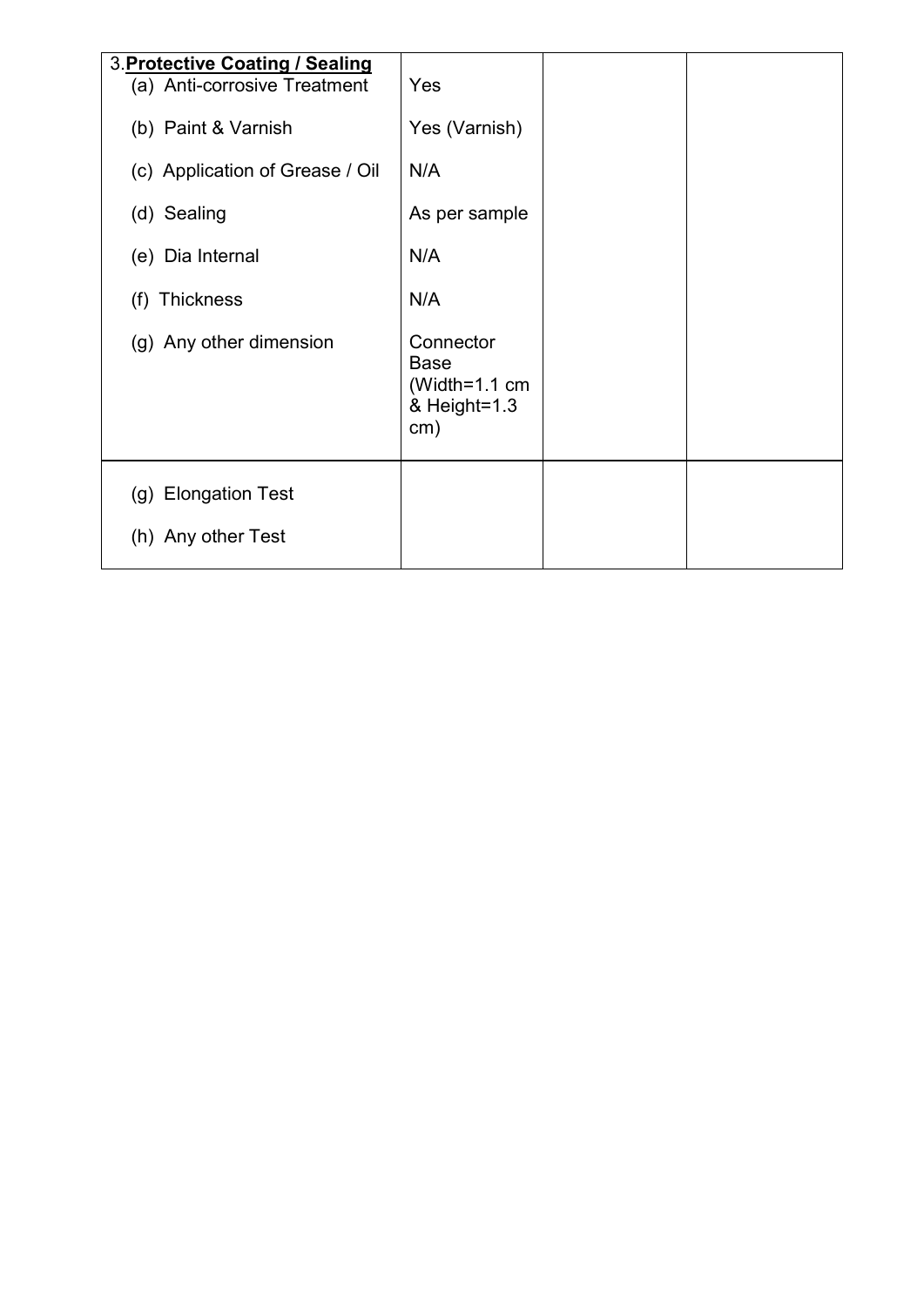| 3. **Protective Coating / Sealing** | | | |
|---|---|---|---|
| (a) Anti-corrosive Treatment | Yes | | |
| (b) Paint & Varnish | Yes (Varnish) | | |
| (c) Application of Grease / Oil | N/A | | |
| (d) Sealing | As per sample | | |
| (e) Dia Internal | N/A | | |
| (f) Thickness | N/A | | |
| (g) Any other dimension | Connector Base (Width=1.1 cm & Height=1.3 cm) | | |
| (g) Elongation Test<br>(h) Any other Test | | | |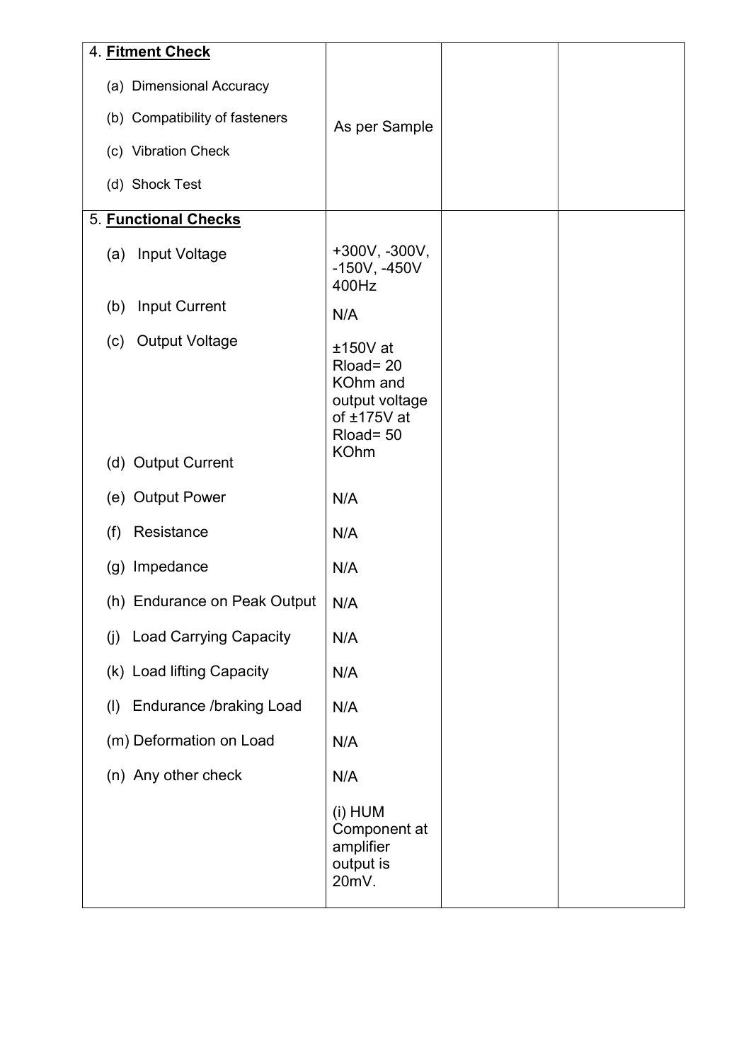| | | | |
|---|---|---|---|
| 4. **Fitment Check**<br><br>(a) Dimensional Accuracy<br>(b) Compatibility of fasteners<br>(c) Vibration Check<br>(d) Shock Test | As per Sample | | |
| 5. **Functional Checks** | | | |
| (a) Input Voltage | +300V, -300V, -150V, -450V 400Hz | | |
| (b) Input Current | N/A | | |
| (c) Output Voltage | ±150V at Rload= 20 KOhm and output voltage of ±175V at Rload= 50 KOhm | | |
| (d) Output Current | | | |
| (e) Output Power | N/A | | |
| (f) Resistance | N/A | | |
| (g) Impedance | N/A | | |
| (h) Endurance on Peak Output | N/A | | |
| (j) Load Carrying Capacity | N/A | | |
| (k) Load lifting Capacity | N/A | | |
| (l) Endurance /braking Load | N/A | | |
| (m) Deformation on Load | N/A | | |
| (n) Any other check | N/A | | |
| | (i) HUM Component at amplifier output is 20mV. | | |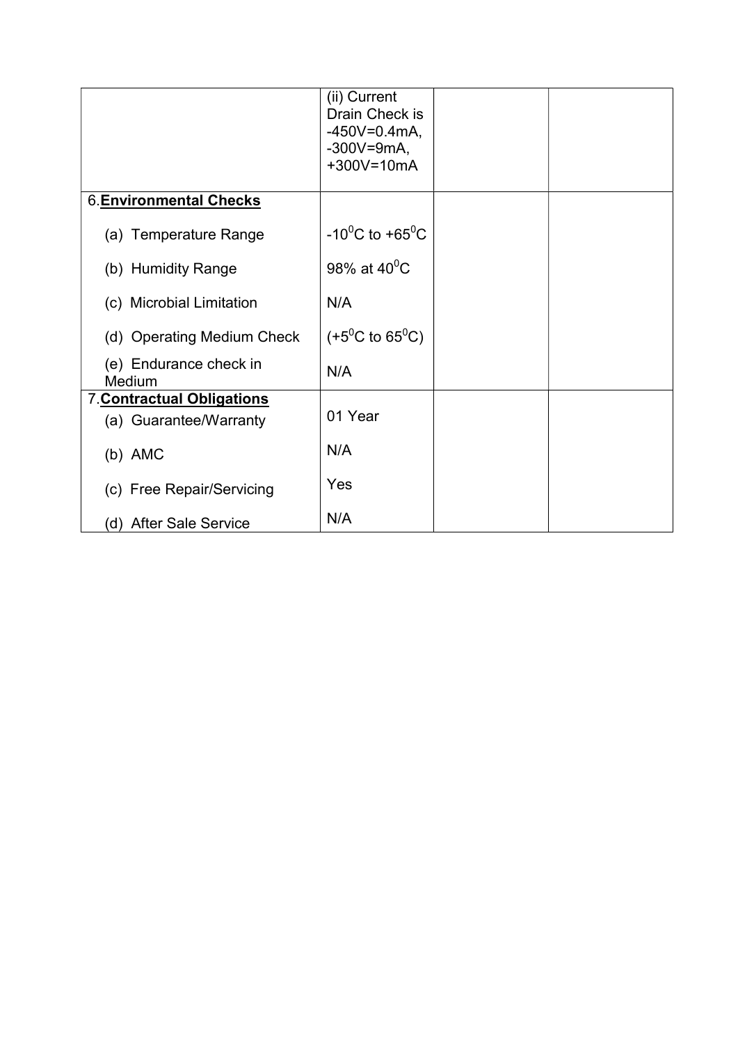| | | | |
|---|---|---|---|
| | (ii) Current Drain Check is -450V=0.4mA, -300V=9mA, +300V=10mA | | |
| 6.**Environmental Checks** | | | |
| (a) Temperature Range | $-10^0C$ to $+65^0C$ | | |
| (b) Humidity Range | 98% at $40^0C$ | | |
| (c) Microbial Limitation | N/A | | |
| (d) Operating Medium Check | ($+5^0C$ to $65^0C$) | | |
| (e) Endurance check in Medium | N/A | | |
| 7.**Contractual Obligations** | | | |
| (a) Guarantee/Warranty | 01 Year | | |
| (b) AMC | N/A | | |
| (c) Free Repair/Servicing | Yes | | |
| (d) After Sale Service | N/A | | |